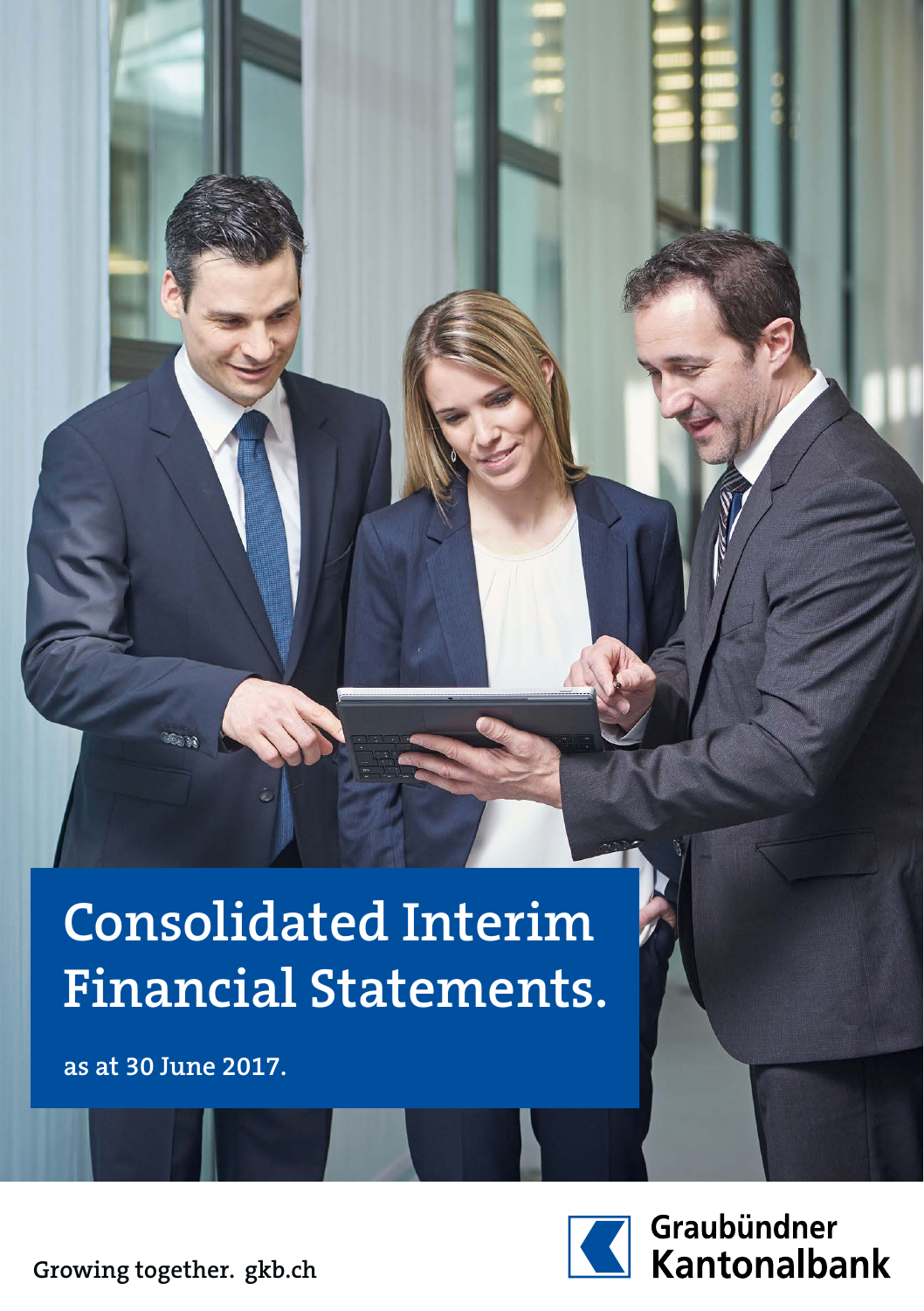# Consolidated Interim Financial Statements.

**as at 30 June 2017.**

Growing together. gkb.ch

Graubündner Kantonalbank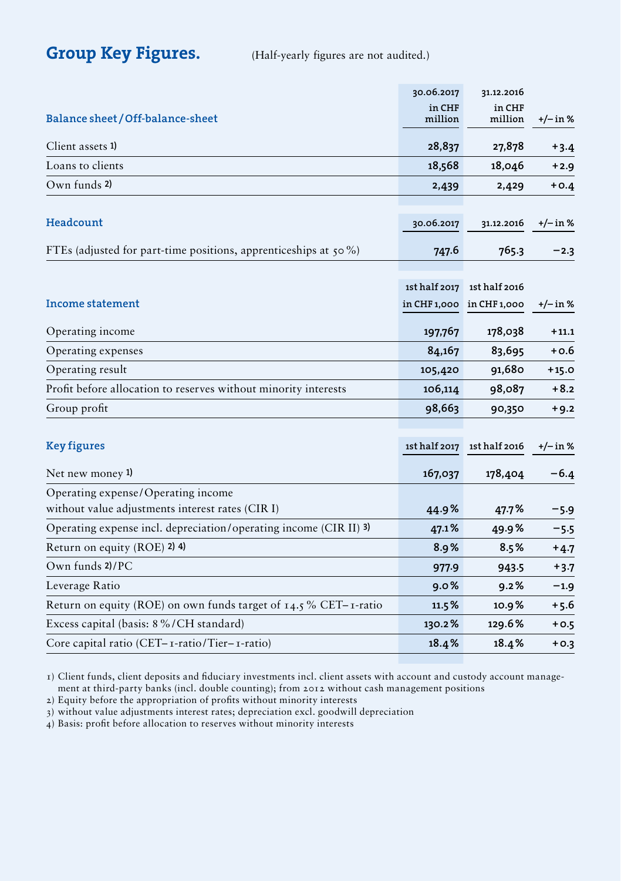# Group Key Figures.

(Half-yearly figures are not audited.)

| Balance sheet / Off-balance-sheet | 30.06.2017 in CHF million | 31.12.2016 in CHF million | +/– in % |
|---|---|---|---|
| Client assets 1) | 28,837 | 27,878 | +3.4 |
| Loans to clients | 18,568 | 18,046 | +2.9 |
| Own funds 2) | 2,439 | 2,429 | +0.4 |

| Headcount | 30.06.2017 | 31.12.2016 | +/– in % |
|---|---|---|---|
| FTEs (adjusted for part-time positions, apprenticeships at 50 %) | 747.6 | 765.3 | –2.3 |

| Income statement | 1st half 2017 in CHF 1,000 | 1st half 2016 in CHF 1,000 | +/– in % |
|---|---|---|---|
| Operating income | 197,767 | 178,038 | +11.1 |
| Operating expenses | 84,167 | 83,695 | +0.6 |
| Operating result | 105,420 | 91,680 | +15.0 |
| Profit before allocation to reserves without minority interests | 106,114 | 98,087 | +8.2 |
| Group profit | 98,663 | 90,350 | +9.2 |

| Key figures | 1st half 2017 | 1st half 2016 | +/– in % |
|---|---|---|---|
| Net new money 1) | 167,037 | 178,404 | –6.4 |
| Operating expense/Operating income without value adjustments interest rates (CIR I) | 44.9 % | 47.7 % | –5.9 |
| Operating expense incl. depreciation/operating income (CIR II) 3) | 47.1 % | 49.9 % | –5.5 |
| Return on equity (ROE) 2) 4) | 8.9 % | 8.5 % | +4.7 |
| Own funds 2)/PC | 977.9 | 943.5 | +3.7 |
| Leverage Ratio | 9.0 % | 9.2 % | –1.9 |
| Return on equity (ROE) on own funds target of 14.5 % CET–1-ratio | 11.5 % | 10.9 % | +5.6 |
| Excess capital (basis: 8 %/CH standard) | 130.2 % | 129.6 % | +0.5 |
| Core capital ratio (CET–1-ratio/Tier–1-ratio) | 18.4 % | 18.4 % | +0.3 |

1) Client funds, client deposits and fiduciary investments incl. client assets with account and custody account management at third-party banks (incl. double counting); from 2012 without cash management positions
2) Equity before the appropriation of profits without minority interests
3) without value adjustments interest rates; depreciation excl. goodwill depreciation
4) Basis: profit before allocation to reserves without minority interests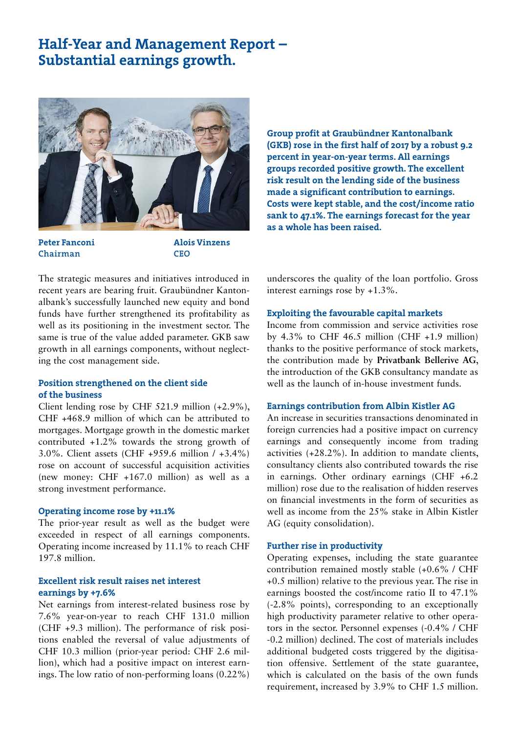# Half-Year and Management Report – Substantial earnings growth.

**Peter Fanconi**
**Chairman**

**Alois Vinzens**
**CEO**

**Group profit at Graubündner Kantonalbank (GKB) rose in the first half of 2017 by a robust 9.2 percent in year-on-year terms. All earnings groups recorded positive growth. The excellent risk result on the lending side of the business made a significant contribution to earnings. Costs were kept stable, and the cost/income ratio sank to 47.1%. The earnings forecast for the year as a whole has been raised.**

The strategic measures and initiatives introduced in recent years are bearing fruit. Graubündner Kantonalbank's successfully launched new equity and bond funds have further strengthened its profitability as well as its positioning in the investment sector. The same is true of the value added parameter. GKB saw growth in all earnings components, without neglecting the cost management side.

### Position strengthened on the client side of the business

Client lending rose by CHF 521.9 million (+2.9%), CHF +468.9 million of which can be attributed to mortgages. Mortgage growth in the domestic market contributed +1.2% towards the strong growth of 3.0%. Client assets (CHF +959.6 million / +3.4%) rose on account of successful acquisition activities (new money: CHF +167.0 million) as well as a strong investment performance.

### Operating income rose by +11.1%

The prior-year result as well as the budget were exceeded in respect of all earnings components. Operating income increased by 11.1% to reach CHF 197.8 million.

### Excellent risk result raises net interest earnings by +7.6%

Net earnings from interest-related business rose by 7.6% year-on-year to reach CHF 131.0 million (CHF +9.3 million). The performance of risk positions enabled the reversal of value adjustments of CHF 10.3 million (prior-year period: CHF 2.6 million), which had a positive impact on interest earnings. The low ratio of non-performing loans (0.22%) underscores the quality of the loan portfolio. Gross interest earnings rose by +1.3%.

### Exploiting the favourable capital markets

Income from commission and service activities rose by 4.3% to CHF 46.5 million (CHF +1.9 million) thanks to the positive performance of stock markets, the contribution made by **Privatbank Bellerive AG**, the introduction of the GKB consultancy mandate as well as the launch of in-house investment funds.

### Earnings contribution from Albin Kistler AG

An increase in securities transactions denominated in foreign currencies had a positive impact on currency earnings and consequently income from trading activities (+28.2%). In addition to mandate clients, consultancy clients also contributed towards the rise in earnings. Other ordinary earnings (CHF +6.2 million) rose due to the realisation of hidden reserves on financial investments in the form of securities as well as income from the 25% stake in Albin Kistler AG (equity consolidation).

### Further rise in productivity

Operating expenses, including the state guarantee contribution remained mostly stable (+0.6% / CHF +0.5 million) relative to the previous year. The rise in earnings boosted the cost/income ratio II to 47.1% (-2.8% points), corresponding to an exceptionally high productivity parameter relative to other operators in the sector. Personnel expenses (-0.4% / CHF -0.2 million) declined. The cost of materials includes additional budgeted costs triggered by the digitisation offensive. Settlement of the state guarantee, which is calculated on the basis of the own funds requirement, increased by 3.9% to CHF 1.5 million.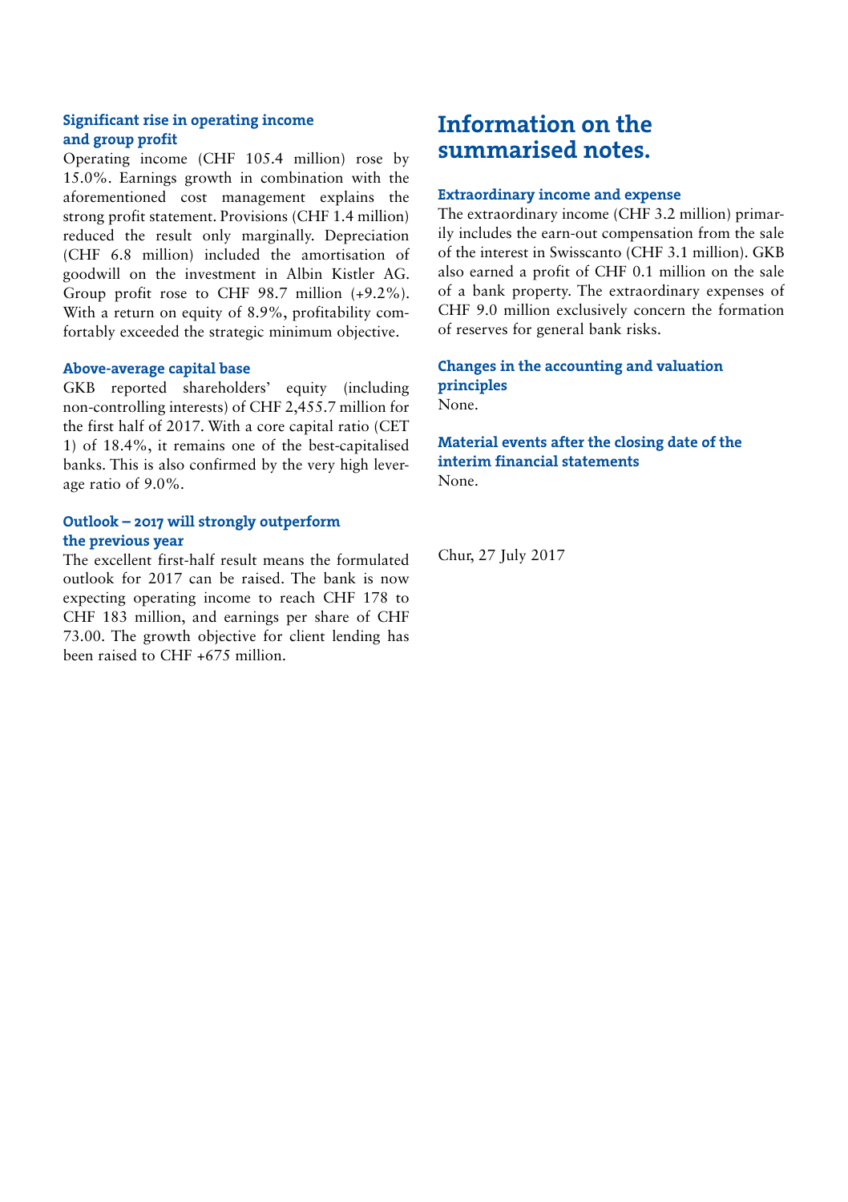### Significant rise in operating income and group profit

Operating income (CHF 105.4 million) rose by 15.0%. Earnings growth in combination with the aforementioned cost management explains the strong profit statement. Provisions (CHF 1.4 million) reduced the result only marginally. Depreciation (CHF 6.8 million) included the amortisation of goodwill on the investment in Albin Kistler AG. Group profit rose to CHF 98.7 million (+9.2%). With a return on equity of 8.9%, profitability comfortably exceeded the strategic minimum objective.

### Above-average capital base

GKB reported shareholders' equity (including non-controlling interests) of CHF 2,455.7 million for the first half of 2017. With a core capital ratio (CET 1) of 18.4%, it remains one of the best-capitalised banks. This is also confirmed by the very high leverage ratio of 9.0%.

### Outlook – 2017 will strongly outperform the previous year

The excellent first-half result means the formulated outlook for 2017 can be raised. The bank is now expecting operating income to reach CHF 178 to CHF 183 million, and earnings per share of CHF 73.00. The growth objective for client lending has been raised to CHF +675 million.

## Information on the summarised notes.

### Extraordinary income and expense

The extraordinary income (CHF 3.2 million) primarily includes the earn-out compensation from the sale of the interest in Swisscanto (CHF 3.1 million). GKB also earned a profit of CHF 0.1 million on the sale of a bank property. The extraordinary expenses of CHF 9.0 million exclusively concern the formation of reserves for general bank risks.

### Changes in the accounting and valuation principles

None.

### Material events after the closing date of the interim financial statements

None.

Chur, 27 July 2017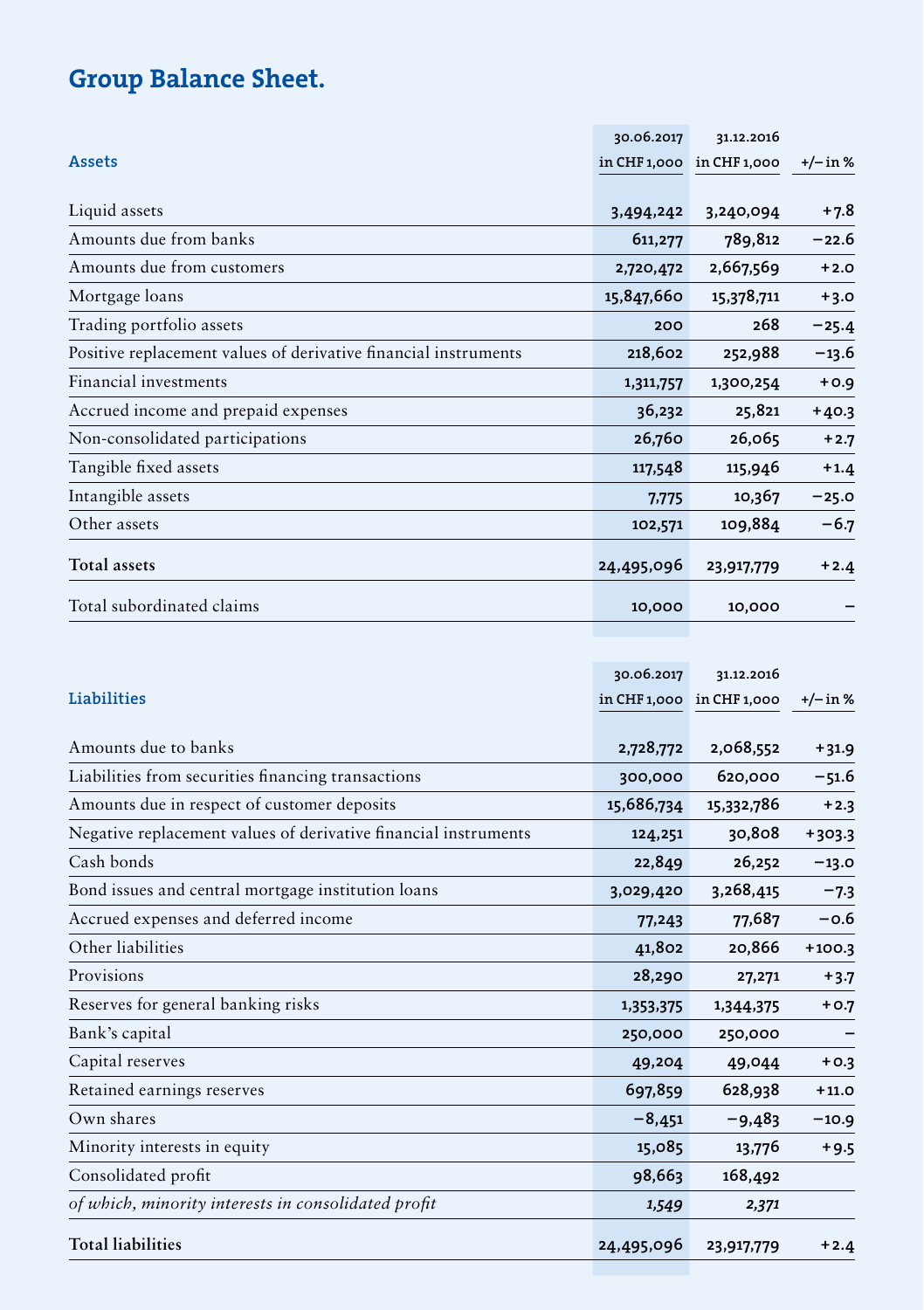# Group Balance Sheet.

| Assets | 30.06.2017 in CHF 1,000 | 31.12.2016 in CHF 1,000 | +/– in % |
|---|---|---|---|
| Liquid assets | **3,494,242** | 3,240,094 | +7.8 |
| Amounts due from banks | **611,277** | 789,812 | −22.6 |
| Amounts due from customers | **2,720,472** | 2,667,569 | +2.0 |
| Mortgage loans | **15,847,660** | 15,378,711 | +3.0 |
| Trading portfolio assets | **200** | 268 | −25.4 |
| Positive replacement values of derivative financial instruments | **218,602** | 252,988 | −13.6 |
| Financial investments | **1,311,757** | 1,300,254 | +0.9 |
| Accrued income and prepaid expenses | **36,232** | 25,821 | +40.3 |
| Non-consolidated participations | **26,760** | 26,065 | +2.7 |
| Tangible fixed assets | **117,548** | 115,946 | +1.4 |
| Intangible assets | **7,775** | 10,367 | −25.0 |
| Other assets | **102,571** | 109,884 | −6.7 |
| **Total assets** | **24,495,096** | 23,917,779 | +2.4 |
| Total subordinated claims | **10,000** | 10,000 | – |

| Liabilities | 30.06.2017 in CHF 1,000 | 31.12.2016 in CHF 1,000 | +/– in % |
|---|---|---|---|
| Amounts due to banks | **2,728,772** | 2,068,552 | +31.9 |
| Liabilities from securities financing transactions | **300,000** | 620,000 | −51.6 |
| Amounts due in respect of customer deposits | **15,686,734** | 15,332,786 | +2.3 |
| Negative replacement values of derivative financial instruments | **124,251** | 30,808 | +303.3 |
| Cash bonds | **22,849** | 26,252 | −13.0 |
| Bond issues and central mortgage institution loans | **3,029,420** | 3,268,415 | −7.3 |
| Accrued expenses and deferred income | **77,243** | 77,687 | −0.6 |
| Other liabilities | **41,802** | 20,866 | +100.3 |
| Provisions | **28,290** | 27,271 | +3.7 |
| Reserves for general banking risks | **1,353,375** | 1,344,375 | +0.7 |
| Bank's capital | **250,000** | 250,000 | – |
| Capital reserves | **49,204** | 49,044 | +0.3 |
| Retained earnings reserves | **697,859** | 628,938 | +11.0 |
| Own shares | **−8,451** | −9,483 | −10.9 |
| Minority interests in equity | **15,085** | 13,776 | +9.5 |
| Consolidated profit | **98,663** | 168,492 | |
| *of which, minority interests in consolidated profit* | ***1,549*** | *2,371* | |
| **Total liabilities** | **24,495,096** | 23,917,779 | +2.4 |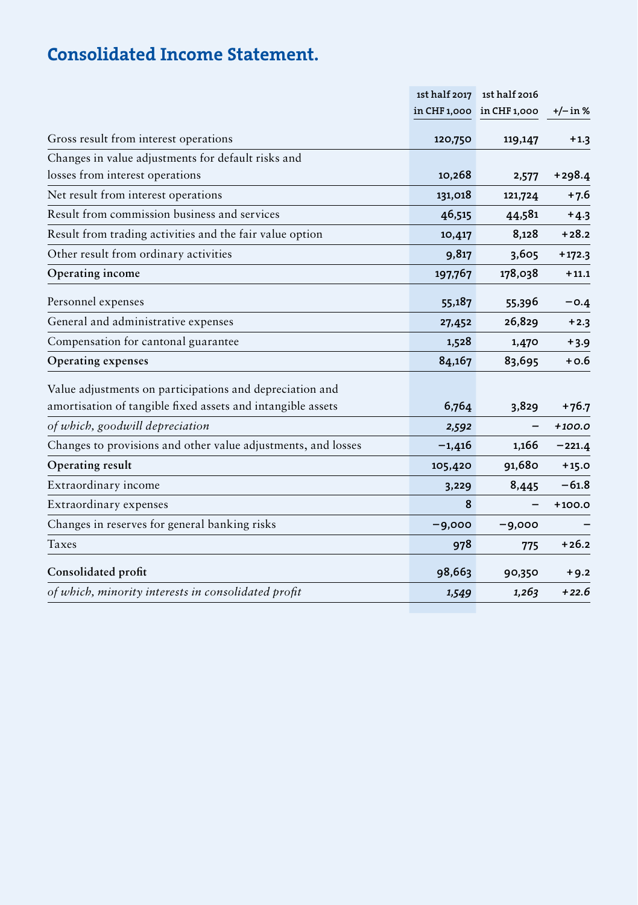# Consolidated Income Statement.

| | 1st half 2017 in CHF 1,000 | 1st half 2016 in CHF 1,000 | +/– in % |
|---|---|---|---|
| Gross result from interest operations | 120,750 | 119,147 | +1.3 |
| Changes in value adjustments for default risks and losses from interest operations | 10,268 | 2,577 | +298.4 |
| Net result from interest operations | 131,018 | 121,724 | +7.6 |
| Result from commission business and services | 46,515 | 44,581 | +4.3 |
| Result from trading activities and the fair value option | 10,417 | 8,128 | +28.2 |
| Other result from ordinary activities | 9,817 | 3,605 | +172.3 |
| **Operating income** | 197,767 | 178,038 | +11.1 |
| Personnel expenses | 55,187 | 55,396 | –0.4 |
| General and administrative expenses | 27,452 | 26,829 | +2.3 |
| Compensation for cantonal guarantee | 1,528 | 1,470 | +3.9 |
| **Operating expenses** | 84,167 | 83,695 | +0.6 |
| Value adjustments on participations and depreciation and amortisation of tangible fixed assets and intangible assets | 6,764 | 3,829 | +76.7 |
| *of which, goodwill depreciation* | *2,592* | – | *+100.0* |
| Changes to provisions and other value adjustments, and losses | –1,416 | 1,166 | –221.4 |
| **Operating result** | 105,420 | 91,680 | +15.0 |
| Extraordinary income | 3,229 | 8,445 | –61.8 |
| Extraordinary expenses | 8 | – | +100.0 |
| Changes in reserves for general banking risks | –9,000 | –9,000 | – |
| Taxes | 978 | 775 | +26.2 |
| **Consolidated profit** | 98,663 | 90,350 | +9.2 |
| *of which, minority interests in consolidated profit* | *1,549* | *1,263* | *+22.6* |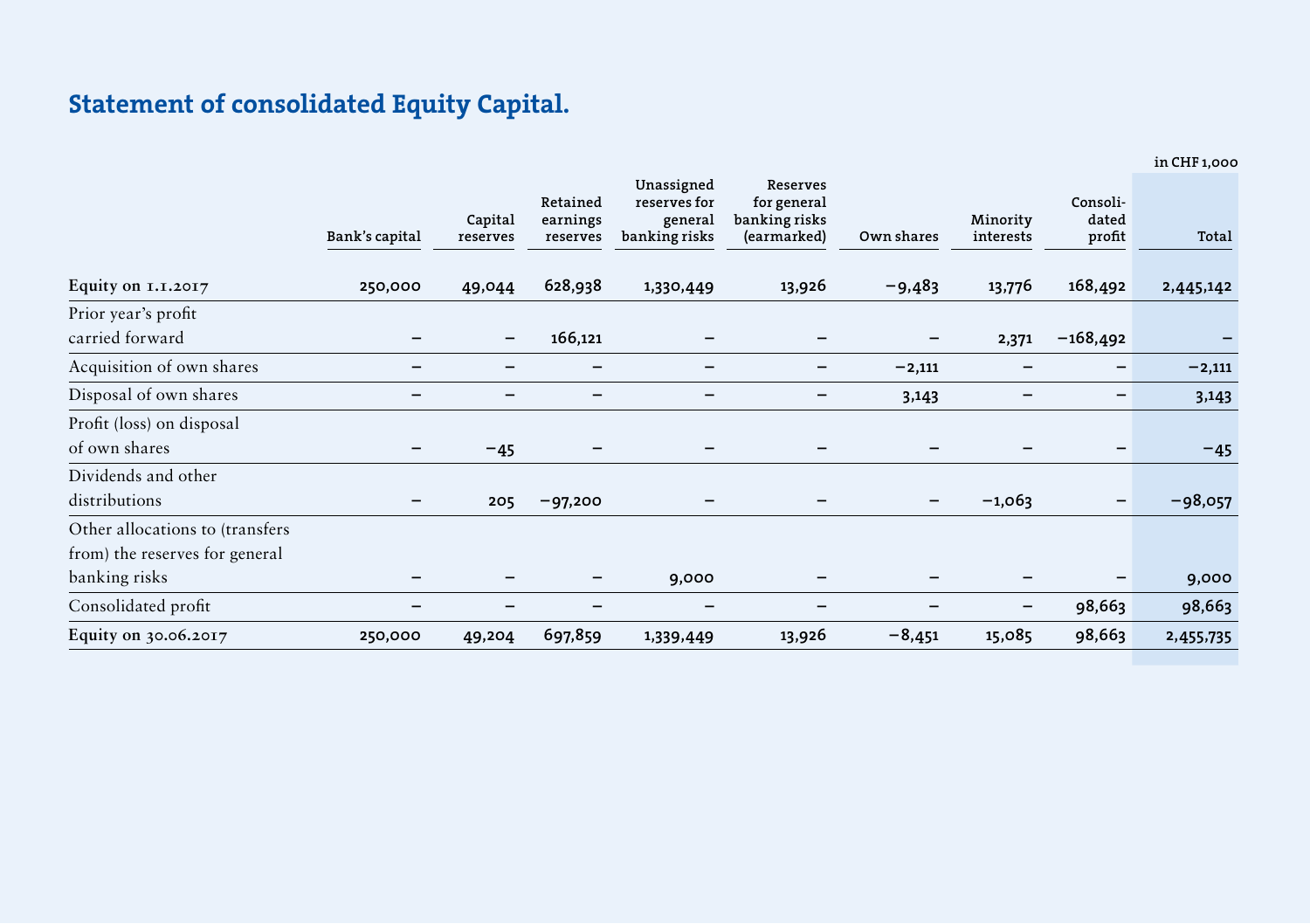# Statement of consolidated Equity Capital.

in CHF 1,000

| | Bank's capital | Capital reserves | Retained earnings reserves | Unassigned reserves for general banking risks | Reserves for general banking risks (earmarked) | Own shares | Minority interests | Consolidated profit | Total |
|---|---|---|---|---|---|---|---|---|---|
| **Equity on 1.1.2017** | **250,000** | **49,044** | **628,938** | **1,330,449** | **13,926** | **−9,483** | **13,776** | **168,492** | **2,445,142** |
| Prior year's profit carried forward | – | – | 166,121 | – | – | – | 2,371 | −168,492 | – |
| Acquisition of own shares | – | – | – | – | – | −2,111 | – | – | −2,111 |
| Disposal of own shares | – | – | – | – | – | 3,143 | – | – | 3,143 |
| Profit (loss) on disposal of own shares | – | −45 | – | – | – | – | – | – | −45 |
| Dividends and other distributions | – | 205 | −97,200 | – | – | – | −1,063 | – | −98,057 |
| Other allocations to (transfers from) the reserves for general banking risks | – | – | – | 9,000 | – | – | – | – | 9,000 |
| Consolidated profit | – | – | – | – | – | – | – | 98,663 | 98,663 |
| **Equity on 30.06.2017** | **250,000** | **49,204** | **697,859** | **1,339,449** | **13,926** | **−8,451** | **15,085** | **98,663** | **2,455,735** |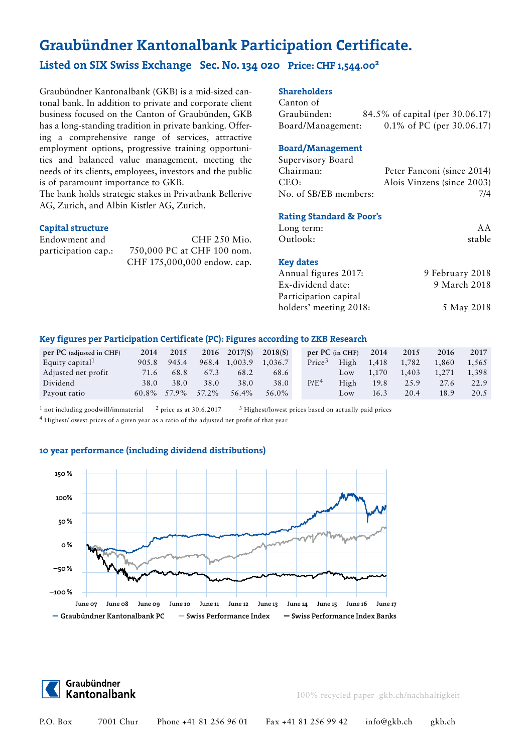# Graubündner Kantonalbank Participation Certificate.

## Listed on SIX Swiss Exchange Sec. No. 134 020 Price: CHF 1,544.00[2]

Graubündner Kantonalbank (GKB) is a mid-sized cantonal bank. In addition to private and corporate client business focused on the Canton of Graubünden, GKB has a long-standing tradition in private banking. Offering a comprehensive range of services, attractive employment options, progressive training opportunities and balanced value management, meeting the needs of its clients, employees, investors and the public is of paramount importance to GKB.
The bank holds strategic stakes in Privatbank Bellerive AG, Zurich, and Albin Kistler AG, Zurich.

### Capital structure

| | |
|---|---|
| Endowment and participation cap.: | CHF 250 Mio. |
| | 750,000 PC at CHF 100 nom. |
| | CHF 175,000,000 endow. cap. |

### Shareholders

| | |
|---|---|
| Canton of Graubünden: | 84.5% of capital (per 30.06.17) |
| Board/Management: | 0.1% of PC (per 30.06.17) |

### Board/Management

| | |
|---|---|
| Supervisory Board Chairman: | Peter Fanconi (since 2014) |
| CEO: | Alois Vinzens (since 2003) |
| No. of SB/EB members: | 7/4 |

### Rating Standard & Poor's

| | |
|---|---|
| Long term: | AA |
| Outlook: | stable |

### Key dates

| | |
|---|---|
| Annual figures 2017: | 9 February 2018 |
| Ex-dividend date: | 9 March 2018 |
| Participation capital holders' meeting 2018: | 5 May 2018 |

### Key figures per Participation Certificate (PC): Figures according to ZKB Research

| per PC (adjusted in CHF) | 2014 | 2015 | 2016 | 2017(S) | 2018(S) |
|---|---|---|---|---|---|
| Equity capital[1] | 905.8 | 945.4 | 968.4 | 1,003.9 | 1,036.7 |
| Adjusted net profit | 71.6 | 68.8 | 67.3 | 68.2 | 68.6 |
| Dividend | 38.0 | 38.0 | 38.0 | 38.0 | 38.0 |
| Payout ratio | 60.8% | 57.9% | 57.2% | 56.4% | 56.0% |

| per PC (in CHF) | | 2014 | 2015 | 2016 | 2017 |
|---|---|---|---|---|---|
| Price[3] | High | 1,418 | 1,782 | 1,860 | 1,565 |
| | Low | 1,170 | 1,403 | 1,271 | 1,398 |
| P/E[4] | High | 19.8 | 25.9 | 27.6 | 22.9 |
| | Low | 16.3 | 20.4 | 18.9 | 20.5 |

[1] not including goodwill/immaterial [2] price as at 30.6.2017 [3] Highest/lowest prices based on actually paid prices
[4] Highest/lowest prices of a given year as a ratio of the adjusted net profit of that year

### 10 year performance (including dividend distributions)

150 %
100%
50 %
0 %
−50 %
−100 %

June 07 June 08 June 09 June 10 June 11 June 12 June 13 June 14 June 15 June 16 June 17

— Graubündner Kantonalbank PC — Swiss Performance Index — Swiss Performance Index Banks

Graubündner Kantonalbank

100% recycled paper gkb.ch/nachhaltigkeit

P.O. Box 7001 Chur Phone +41 81 256 96 01 Fax +41 81 256 99 42 info@gkb.ch gkb.ch